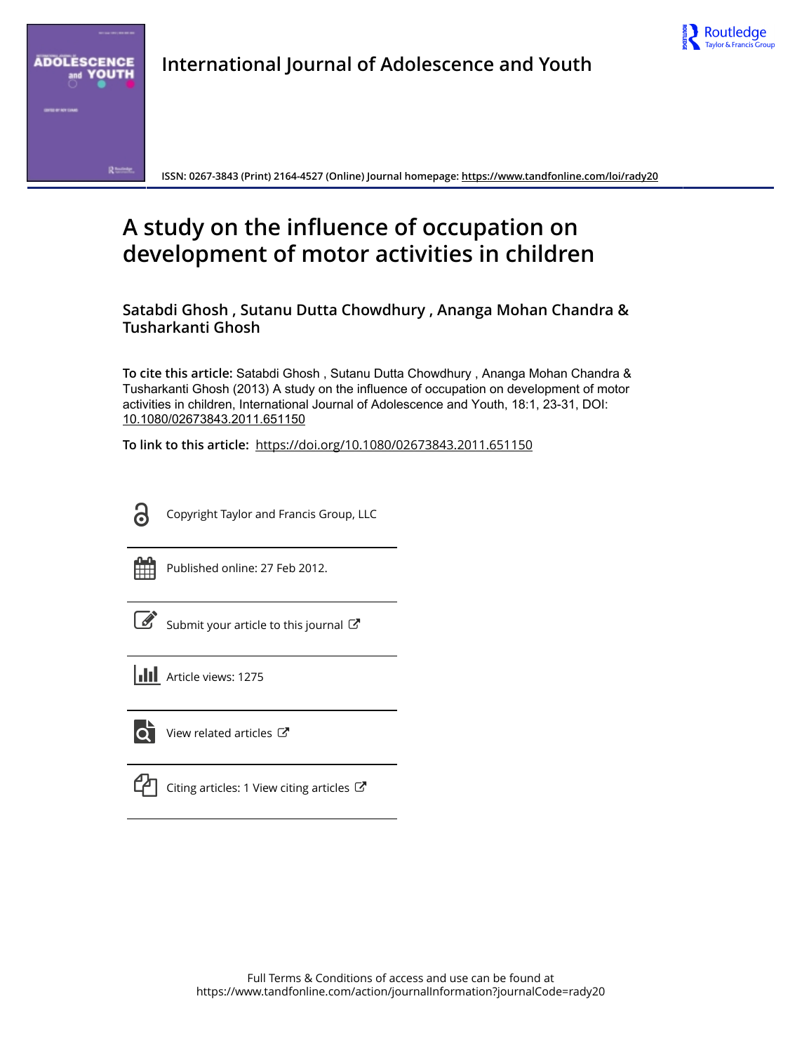International Journal of Adolescence and Youth

ISSN: 0267-3843 (Print) 2164-4527 (Online) Journal homepage: https://www.tandfonline.com/loi/rady20

# A study on the influence of occupation on development of motor activities in children

**Satabdi Ghosh , Sutanu Dutta Chowdhury , Ananga Mohan Chandra & Tusharkanti Ghosh**

**To cite this article:** Satabdi Ghosh , Sutanu Dutta Chowdhury , Ananga Mohan Chandra & Tusharkanti Ghosh (2013) A study on the influence of occupation on development of motor activities in children, International Journal of Adolescence and Youth, 18:1, 23-31, DOI: 10.1080/02673843.2011.651150

**To link to this article:** https://doi.org/10.1080/02673843.2011.651150

Copyright Taylor and Francis Group, LLC

Published online: 27 Feb 2012.

Submit your article to this journal

Article views: 1275

View related articles

Citing articles: 1 View citing articles

Full Terms & Conditions of access and use can be found at
https://www.tandfonline.com/action/journalInformation?journalCode=rady20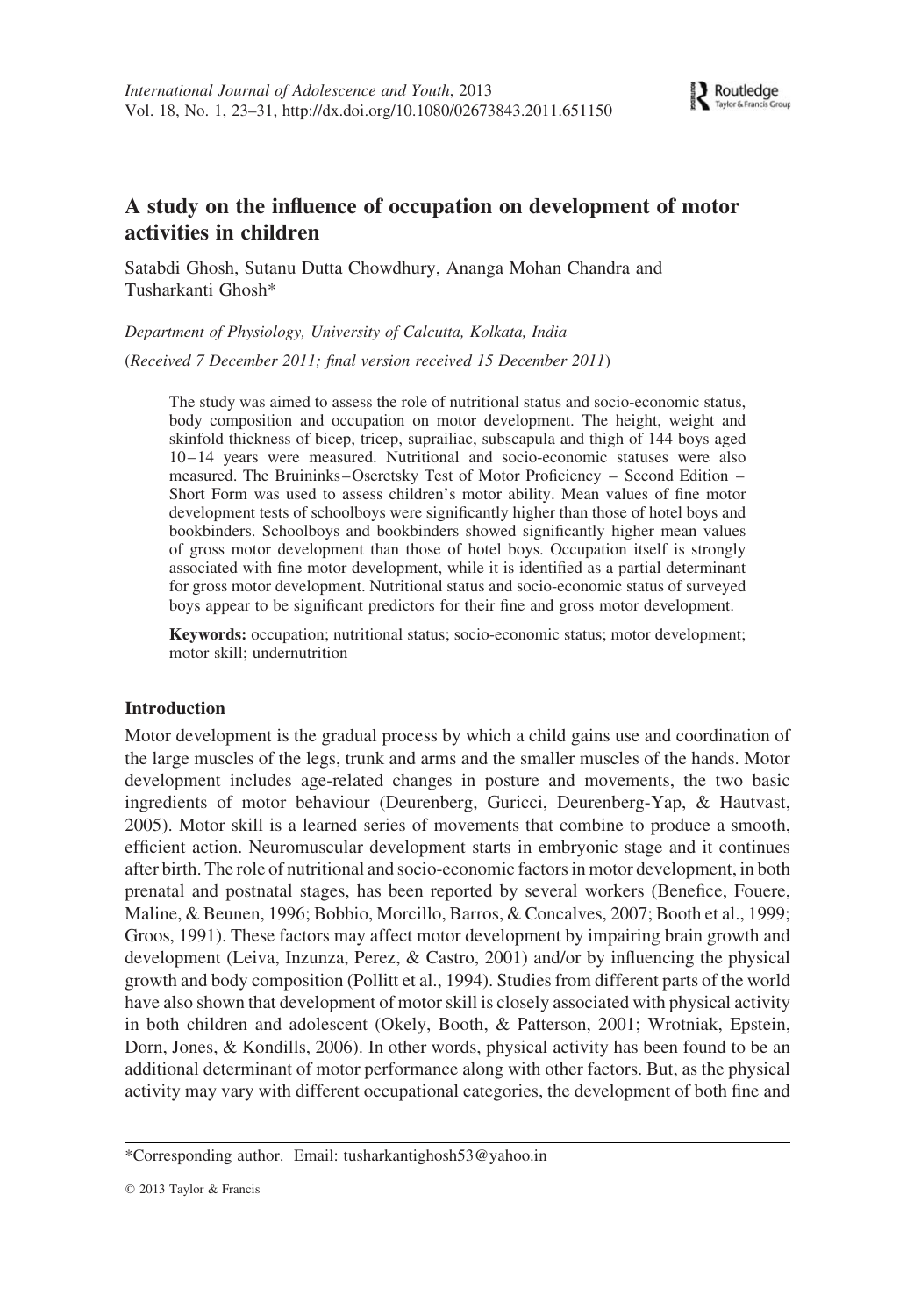# A study on the influence of occupation on development of motor activities in children

Satabdi Ghosh, Sutanu Dutta Chowdhury, Ananga Mohan Chandra and Tusharkanti Ghosh*

*Department of Physiology, University of Calcutta, Kolkata, India*

(*Received 7 December 2011; final version received 15 December 2011*)

The study was aimed to assess the role of nutritional status and socio-economic status, body composition and occupation on motor development. The height, weight and skinfold thickness of bicep, tricep, suprailiac, subscapula and thigh of 144 boys aged 10–14 years were measured. Nutritional and socio-economic statuses were also measured. The Bruininks–Oseretsky Test of Motor Proficiency – Second Edition – Short Form was used to assess children's motor ability. Mean values of fine motor development tests of schoolboys were significantly higher than those of hotel boys and bookbinders. Schoolboys and bookbinders showed significantly higher mean values of gross motor development than those of hotel boys. Occupation itself is strongly associated with fine motor development, while it is identified as a partial determinant for gross motor development. Nutritional status and socio-economic status of surveyed boys appear to be significant predictors for their fine and gross motor development.

**Keywords:** occupation; nutritional status; socio-economic status; motor development; motor skill; undernutrition

## Introduction

Motor development is the gradual process by which a child gains use and coordination of the large muscles of the legs, trunk and arms and the smaller muscles of the hands. Motor development includes age-related changes in posture and movements, the two basic ingredients of motor behaviour (Deurenberg, Guricci, Deurenberg-Yap, & Hautvast, 2005). Motor skill is a learned series of movements that combine to produce a smooth, efficient action. Neuromuscular development starts in embryonic stage and it continues after birth. The role of nutritional and socio-economic factors in motor development, in both prenatal and postnatal stages, has been reported by several workers (Benefice, Fouere, Maline, & Beunen, 1996; Bobbio, Morcillo, Barros, & Concalves, 2007; Booth et al., 1999; Groos, 1991). These factors may affect motor development by impairing brain growth and development (Leiva, Inzunza, Perez, & Castro, 2001) and/or by influencing the physical growth and body composition (Pollitt et al., 1994). Studies from different parts of the world have also shown that development of motor skill is closely associated with physical activity in both children and adolescent (Okely, Booth, & Patterson, 2001; Wrotniak, Epstein, Dorn, Jones, & Kondills, 2006). In other words, physical activity has been found to be an additional determinant of motor performance along with other factors. But, as the physical activity may vary with different occupational categories, the development of both fine and

*Corresponding author. Email: tusharkantighosh53@yahoo.in

© 2013 Taylor & Francis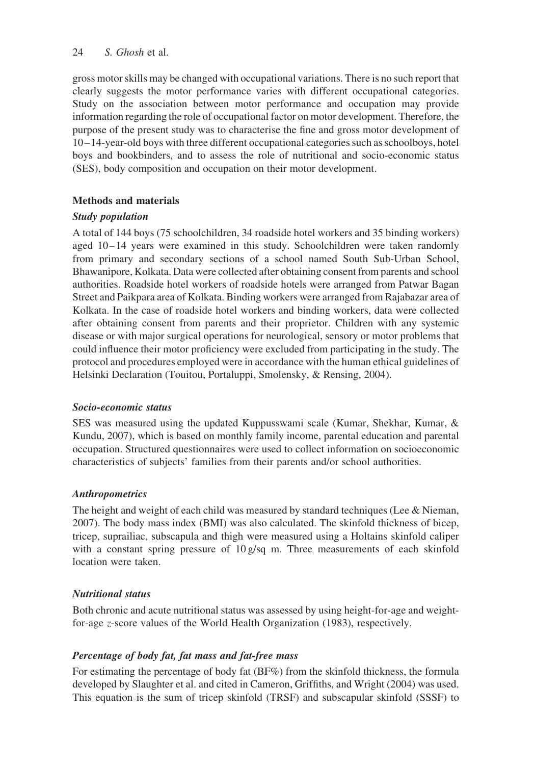gross motor skills may be changed with occupational variations. There is no such report that clearly suggests the motor performance varies with different occupational categories. Study on the association between motor performance and occupation may provide information regarding the role of occupational factor on motor development. Therefore, the purpose of the present study was to characterise the fine and gross motor development of 10–14-year-old boys with three different occupational categories such as schoolboys, hotel boys and bookbinders, and to assess the role of nutritional and socio-economic status (SES), body composition and occupation on their motor development.

## Methods and materials

### *Study population*

A total of 144 boys (75 schoolchildren, 34 roadside hotel workers and 35 binding workers) aged 10–14 years were examined in this study. Schoolchildren were taken randomly from primary and secondary sections of a school named South Sub-Urban School, Bhawanipore, Kolkata. Data were collected after obtaining consent from parents and school authorities. Roadside hotel workers of roadside hotels were arranged from Patwar Bagan Street and Paikpara area of Kolkata. Binding workers were arranged from Rajabazar area of Kolkata. In the case of roadside hotel workers and binding workers, data were collected after obtaining consent from parents and their proprietor. Children with any systemic disease or with major surgical operations for neurological, sensory or motor problems that could influence their motor proficiency were excluded from participating in the study. The protocol and procedures employed were in accordance with the human ethical guidelines of Helsinki Declaration (Touitou, Portaluppi, Smolensky, & Rensing, 2004).

### *Socio-economic status*

SES was measured using the updated Kuppusswami scale (Kumar, Shekhar, Kumar, & Kundu, 2007), which is based on monthly family income, parental education and parental occupation. Structured questionnaires were used to collect information on socioeconomic characteristics of subjects' families from their parents and/or school authorities.

### *Anthropometrics*

The height and weight of each child was measured by standard techniques (Lee & Nieman, 2007). The body mass index (BMI) was also calculated. The skinfold thickness of bicep, tricep, suprailiac, subscapula and thigh were measured using a Holtains skinfold caliper with a constant spring pressure of 10 g/sq m. Three measurements of each skinfold location were taken.

### *Nutritional status*

Both chronic and acute nutritional status was assessed by using height-for-age and weight-for-age *z*-score values of the World Health Organization (1983), respectively.

### *Percentage of body fat, fat mass and fat-free mass*

For estimating the percentage of body fat (BF%) from the skinfold thickness, the formula developed by Slaughter et al. and cited in Cameron, Griffiths, and Wright (2004) was used. This equation is the sum of tricep skinfold (TRSF) and subscapular skinfold (SSSF) to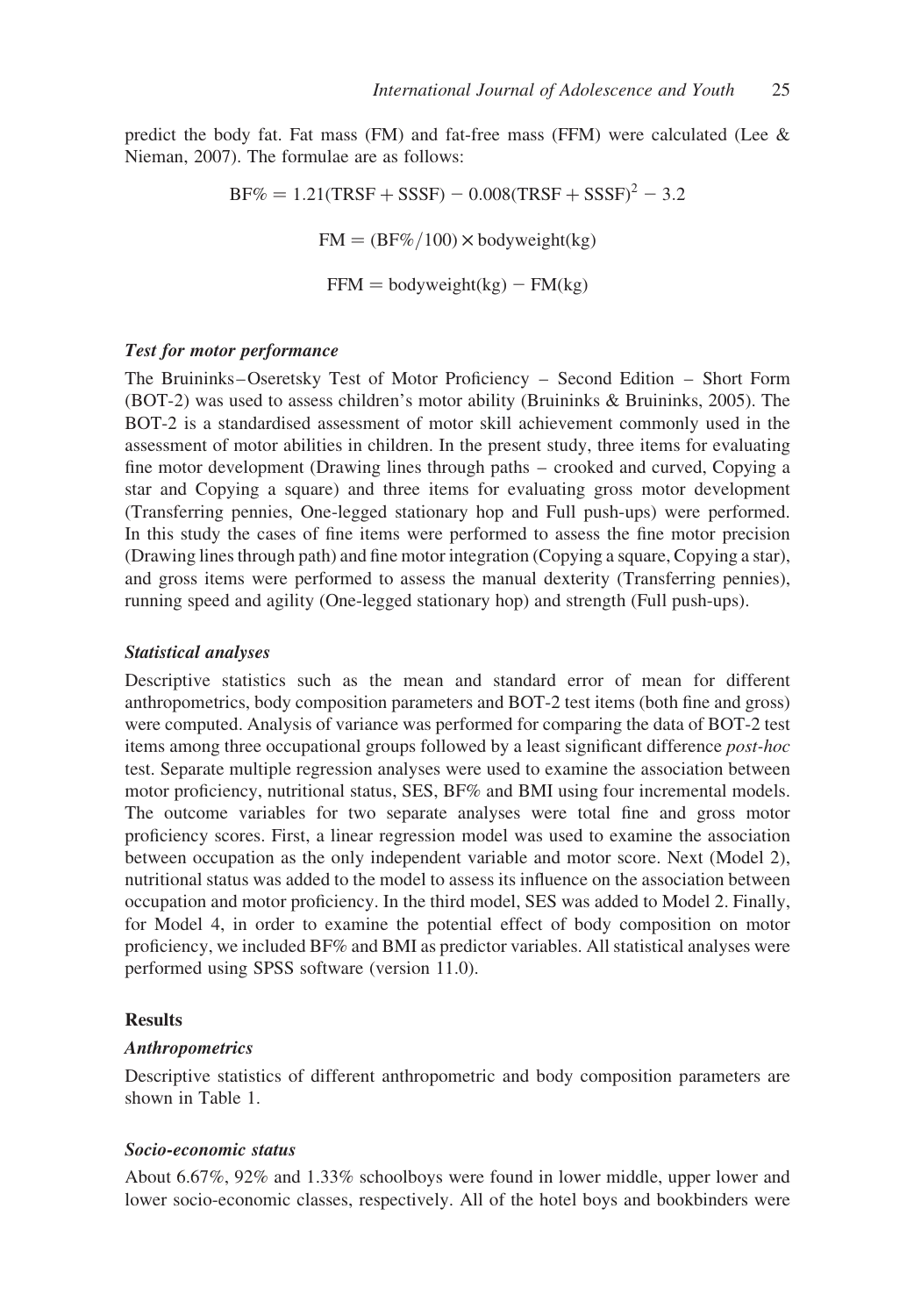predict the body fat. Fat mass (FM) and fat-free mass (FFM) were calculated (Lee & Nieman, 2007). The formulae are as follows:

$$\text{BF\%} = 1.21(\text{TRSF} + \text{SSSF}) - 0.008(\text{TRSF} + \text{SSSF})^2 - 3.2$$

$$\text{FM} = (\text{BF\%}/100) \times \text{bodyweight(kg)}$$

$$\text{FFM} = \text{bodyweight(kg)} - \text{FM(kg)}$$

### *Test for motor performance*

The Bruininks–Oseretsky Test of Motor Proficiency – Second Edition – Short Form (BOT-2) was used to assess children's motor ability (Bruininks & Bruininks, 2005). The BOT-2 is a standardised assessment of motor skill achievement commonly used in the assessment of motor abilities in children. In the present study, three items for evaluating fine motor development (Drawing lines through paths – crooked and curved, Copying a star and Copying a square) and three items for evaluating gross motor development (Transferring pennies, One-legged stationary hop and Full push-ups) were performed. In this study the cases of fine items were performed to assess the fine motor precision (Drawing lines through path) and fine motor integration (Copying a square, Copying a star), and gross items were performed to assess the manual dexterity (Transferring pennies), running speed and agility (One-legged stationary hop) and strength (Full push-ups).

### *Statistical analyses*

Descriptive statistics such as the mean and standard error of mean for different anthropometrics, body composition parameters and BOT-2 test items (both fine and gross) were computed. Analysis of variance was performed for comparing the data of BOT-2 test items among three occupational groups followed by a least significant difference *post-hoc* test. Separate multiple regression analyses were used to examine the association between motor proficiency, nutritional status, SES, BF% and BMI using four incremental models. The outcome variables for two separate analyses were total fine and gross motor proficiency scores. First, a linear regression model was used to examine the association between occupation as the only independent variable and motor score. Next (Model 2), nutritional status was added to the model to assess its influence on the association between occupation and motor proficiency. In the third model, SES was added to Model 2. Finally, for Model 4, in order to examine the potential effect of body composition on motor proficiency, we included BF% and BMI as predictor variables. All statistical analyses were performed using SPSS software (version 11.0).

## Results

### *Anthropometrics*

Descriptive statistics of different anthropometric and body composition parameters are shown in Table 1.

### *Socio-economic status*

About 6.67%, 92% and 1.33% schoolboys were found in lower middle, upper lower and lower socio-economic classes, respectively. All of the hotel boys and bookbinders were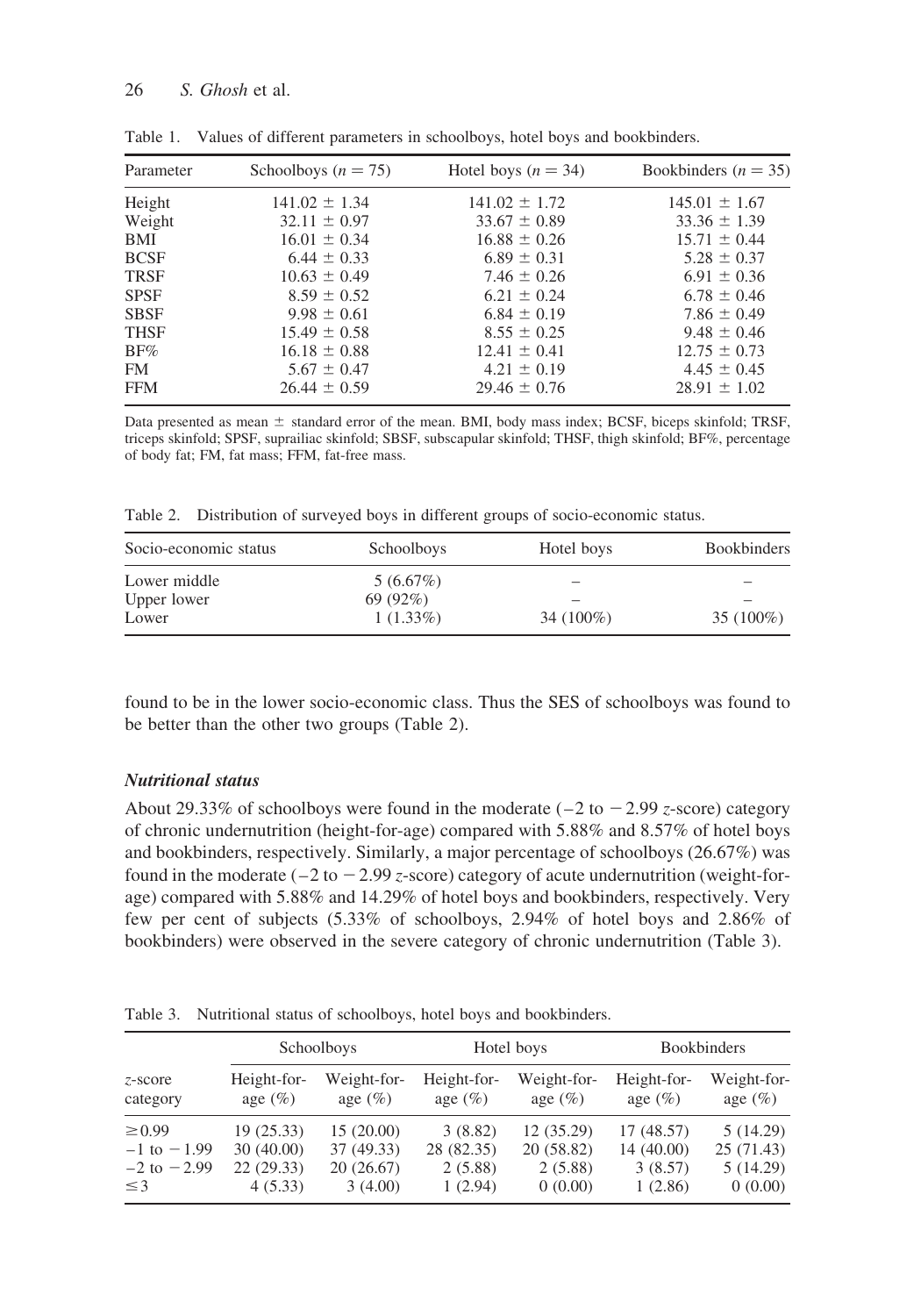Table 1. Values of different parameters in schoolboys, hotel boys and bookbinders.

| Parameter | Schoolboys ($n = 75$) | Hotel boys ($n = 34$) | Bookbinders ($n = 35$) |
|---|---|---|---|
| Height | $141.02 \pm 1.34$ | $141.02 \pm 1.72$ | $145.01 \pm 1.67$ |
| Weight | $32.11 \pm 0.97$ | $33.67 \pm 0.89$ | $33.36 \pm 1.39$ |
| BMI | $16.01 \pm 0.34$ | $16.88 \pm 0.26$ | $15.71 \pm 0.44$ |
| BCSF | $6.44 \pm 0.33$ | $6.89 \pm 0.31$ | $5.28 \pm 0.37$ |
| TRSF | $10.63 \pm 0.49$ | $7.46 \pm 0.26$ | $6.91 \pm 0.36$ |
| SPSF | $8.59 \pm 0.52$ | $6.21 \pm 0.24$ | $6.78 \pm 0.46$ |
| SBSF | $9.98 \pm 0.61$ | $6.84 \pm 0.19$ | $7.86 \pm 0.49$ |
| THSF | $15.49 \pm 0.58$ | $8.55 \pm 0.25$ | $9.48 \pm 0.46$ |
| BF% | $16.18 \pm 0.88$ | $12.41 \pm 0.41$ | $12.75 \pm 0.73$ |
| FM | $5.67 \pm 0.47$ | $4.21 \pm 0.19$ | $4.45 \pm 0.45$ |
| FFM | $26.44 \pm 0.59$ | $29.46 \pm 0.76$ | $28.91 \pm 1.02$ |

Data presented as mean $\pm$ standard error of the mean. BMI, body mass index; BCSF, biceps skinfold; TRSF, triceps skinfold; SPSF, suprailiac skinfold; SBSF, subscapular skinfold; THSF, thigh skinfold; BF%, percentage of body fat; FM, fat mass; FFM, fat-free mass.

Table 2. Distribution of surveyed boys in different groups of socio-economic status.

| Socio-economic status | Schoolboys | Hotel boys | Bookbinders |
|---|---|---|---|
| Lower middle | 5 (6.67%) | – | – |
| Upper lower | 69 (92%) | – | – |
| Lower | 1 (1.33%) | 34 (100%) | 35 (100%) |

found to be in the lower socio-economic class. Thus the SES of schoolboys was found to be better than the other two groups (Table 2).

### *Nutritional status*

About 29.33% of schoolboys were found in the moderate ($-2$ to $-2.99$ $z$-score) category of chronic undernutrition (height-for-age) compared with 5.88% and 8.57% of hotel boys and bookbinders, respectively. Similarly, a major percentage of schoolboys (26.67%) was found in the moderate ($-2$ to $-2.99$ $z$-score) category of acute undernutrition (weight-for-age) compared with 5.88% and 14.29% of hotel boys and bookbinders, respectively. Very few per cent of subjects (5.33% of schoolboys, 2.94% of hotel boys and 2.86% of bookbinders) were observed in the severe category of chronic undernutrition (Table 3).

Table 3. Nutritional status of schoolboys, hotel boys and bookbinders.

| | Schoolboys | | Hotel boys | | Bookbinders | |
|---|---|---|---|---|---|---|
| $z$-score category | Height-for-age (%) | Weight-for-age (%) | Height-for-age (%) | Weight-for-age (%) | Height-for-age (%) | Weight-for-age (%) |
| $\geq 0.99$ | 19 (25.33) | 15 (20.00) | 3 (8.82) | 12 (35.29) | 17 (48.57) | 5 (14.29) |
| $-1$ to $-1.99$ | 30 (40.00) | 37 (49.33) | 28 (82.35) | 20 (58.82) | 14 (40.00) | 25 (71.43) |
| $-2$ to $-2.99$ | 22 (29.33) | 20 (26.67) | 2 (5.88) | 2 (5.88) | 3 (8.57) | 5 (14.29) |
| $\leq 3$ | 4 (5.33) | 3 (4.00) | 1 (2.94) | 0 (0.00) | 1 (2.86) | 0 (0.00) |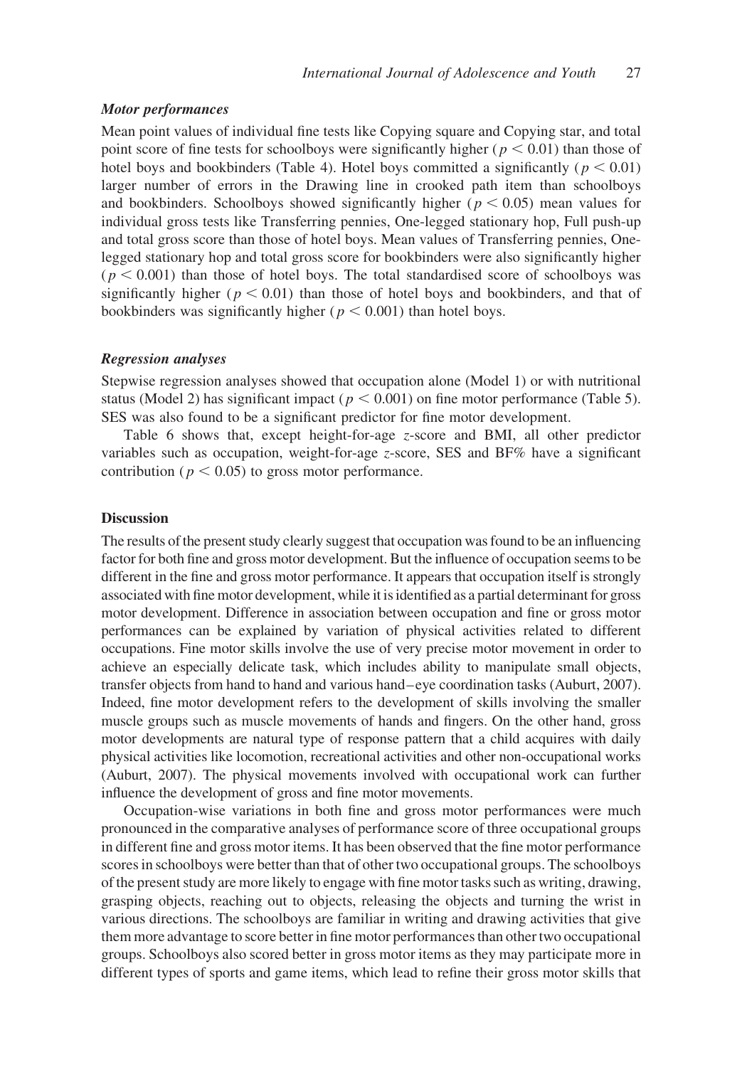### *Motor performances*

Mean point values of individual fine tests like Copying square and Copying star, and total point score of fine tests for schoolboys were significantly higher ($p < 0.01$) than those of hotel boys and bookbinders (Table 4). Hotel boys committed a significantly ($p < 0.01$) larger number of errors in the Drawing line in crooked path item than schoolboys and bookbinders. Schoolboys showed significantly higher ($p < 0.05$) mean values for individual gross tests like Transferring pennies, One-legged stationary hop, Full push-up and total gross score than those of hotel boys. Mean values of Transferring pennies, One-legged stationary hop and total gross score for bookbinders were also significantly higher ($p < 0.001$) than those of hotel boys. The total standardised score of schoolboys was significantly higher ($p < 0.01$) than those of hotel boys and bookbinders, and that of bookbinders was significantly higher ($p < 0.001$) than hotel boys.

### *Regression analyses*

Stepwise regression analyses showed that occupation alone (Model 1) or with nutritional status (Model 2) has significant impact ($p < 0.001$) on fine motor performance (Table 5). SES was also found to be a significant predictor for fine motor development.

Table 6 shows that, except height-for-age *z*-score and BMI, all other predictor variables such as occupation, weight-for-age *z*-score, SES and BF% have a significant contribution ($p < 0.05$) to gross motor performance.

## Discussion

The results of the present study clearly suggest that occupation was found to be an influencing factor for both fine and gross motor development. But the influence of occupation seems to be different in the fine and gross motor performance. It appears that occupation itself is strongly associated with fine motor development, while it is identified as a partial determinant for gross motor development. Difference in association between occupation and fine or gross motor performances can be explained by variation of physical activities related to different occupations. Fine motor skills involve the use of very precise motor movement in order to achieve an especially delicate task, which includes ability to manipulate small objects, transfer objects from hand to hand and various hand–eye coordination tasks (Auburt, 2007). Indeed, fine motor development refers to the development of skills involving the smaller muscle groups such as muscle movements of hands and fingers. On the other hand, gross motor developments are natural type of response pattern that a child acquires with daily physical activities like locomotion, recreational activities and other non-occupational works (Auburt, 2007). The physical movements involved with occupational work can further influence the development of gross and fine motor movements.

Occupation-wise variations in both fine and gross motor performances were much pronounced in the comparative analyses of performance score of three occupational groups in different fine and gross motor items. It has been observed that the fine motor performance scores in schoolboys were better than that of other two occupational groups. The schoolboys of the present study are more likely to engage with fine motor tasks such as writing, drawing, grasping objects, reaching out to objects, releasing the objects and turning the wrist in various directions. The schoolboys are familiar in writing and drawing activities that give them more advantage to score better in fine motor performances than other two occupational groups. Schoolboys also scored better in gross motor items as they may participate more in different types of sports and game items, which lead to refine their gross motor skills that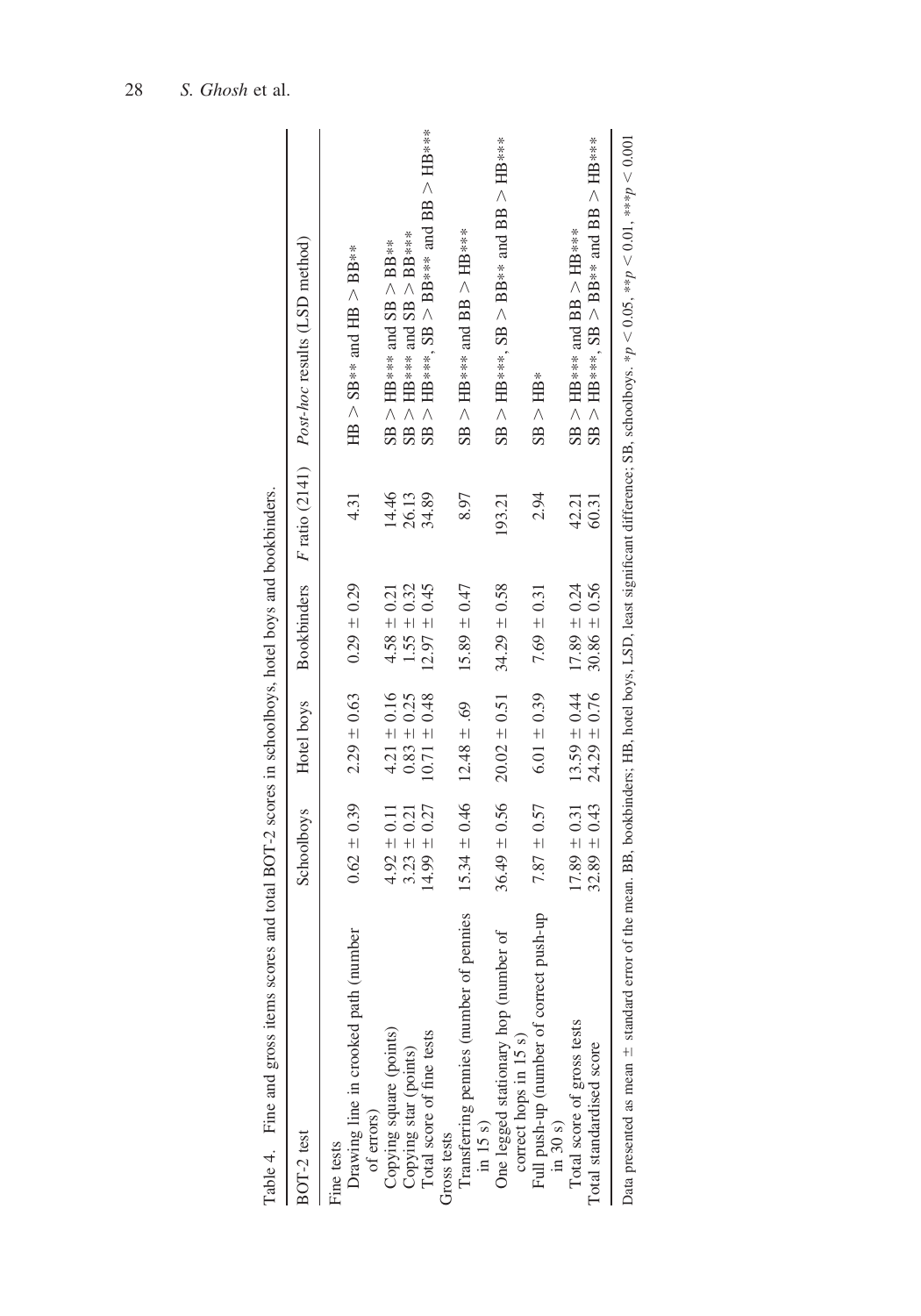Table 4. Fine and gross items scores and total BOT-2 scores in schoolboys, hotel boys and bookbinders.

| BOT-2 test | Schoolboys | Hotel boys | Bookbinders | $F$ ratio (2141) | *Post-hoc* results (LSD method) |
|---|---|---|---|---|---|
| Fine tests | | | | | |
| Drawing line in crooked path (number of errors) | 0.62 ± 0.39 | 2.29 ± 0.63 | 0.29 ± 0.29 | 4.31 | HB > SB** and HB > BB** |
| Copying square (points) | 4.92 ± 0.11 | 4.21 ± 0.16 | 4.58 ± 0.21 | 14.46 | SB > HB*** and SB > BB** |
| Copying star (points) | 3.23 ± 0.21 | 0.83 ± 0.25 | 1.55 ± 0.32 | 26.13 | SB > HB*** and SB > BB*** |
| Total score of fine tests | 14.99 ± 0.27 | 10.71 ± 0.48 | 12.97 ± 0.45 | 34.89 | SB > HB***, SB > BB*** and BB > HB*** |
| Gross tests | | | | | |
| Transferring pennies (number of pennies in 15 s) | 15.34 ± 0.46 | 12.48 ± .69 | 15.89 ± 0.47 | 8.97 | SB > HB*** and BB > HB*** |
| One legged stationary hop (number of correct hops in 15 s) | 36.49 ± 0.56 | 20.02 ± 0.51 | 34.29 ± 0.58 | 193.21 | SB > HB***, SB > BB** and BB > HB*** |
| Full push-up (number of correct push-up in 30 s) | 7.87 ± 0.57 | 6.01 ± 0.39 | 7.69 ± 0.31 | 2.94 | SB > HB* |
| Total score of gross tests | 17.89 ± 0.31 | 13.59 ± 0.44 | 17.89 ± 0.24 | 42.21 | SB > HB*** and BB > HB*** |
| Total standardised score | 32.89 ± 0.43 | 24.29 ± 0.76 | 30.86 ± 0.56 | 60.31 | SB > HB***, SB > BB** and BB > HB*** |

Data presented as mean ± standard error of the mean. BB, bookbinders; HB, hotel boys, LSD, least significant difference; SB, schoolboys. $^{*}p < 0.05$, $^{**}p < 0.01$, $^{***}p < 0.001$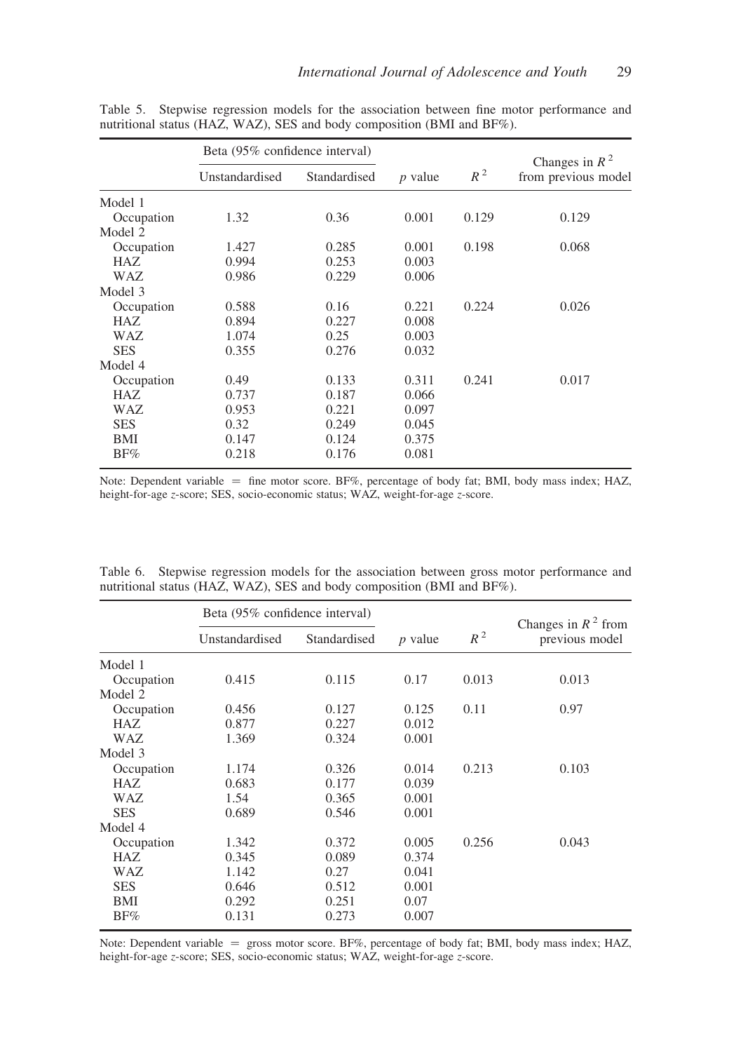Table 5. Stepwise regression models for the association between fine motor performance and nutritional status (HAZ, WAZ), SES and body composition (BMI and BF%).

| | Beta (95% confidence interval) | | | | |
|---|---|---|---|---|---|
| | Unstandardised | Standardised | $p$ value | $R^2$ | Changes in $R^2$ from previous model |
| Model 1 | | | | | |
| Occupation | 1.32 | 0.36 | 0.001 | 0.129 | 0.129 |
| Model 2 | | | | | |
| Occupation | 1.427 | 0.285 | 0.001 | 0.198 | 0.068 |
| HAZ | 0.994 | 0.253 | 0.003 | | |
| WAZ | 0.986 | 0.229 | 0.006 | | |
| Model 3 | | | | | |
| Occupation | 0.588 | 0.16 | 0.221 | 0.224 | 0.026 |
| HAZ | 0.894 | 0.227 | 0.008 | | |
| WAZ | 1.074 | 0.25 | 0.003 | | |
| SES | 0.355 | 0.276 | 0.032 | | |
| Model 4 | | | | | |
| Occupation | 0.49 | 0.133 | 0.311 | 0.241 | 0.017 |
| HAZ | 0.737 | 0.187 | 0.066 | | |
| WAZ | 0.953 | 0.221 | 0.097 | | |
| SES | 0.32 | 0.249 | 0.045 | | |
| BMI | 0.147 | 0.124 | 0.375 | | |
| BF% | 0.218 | 0.176 | 0.081 | | |

Note: Dependent variable = fine motor score. BF%, percentage of body fat; BMI, body mass index; HAZ, height-for-age *z*-score; SES, socio-economic status; WAZ, weight-for-age *z*-score.

Table 6. Stepwise regression models for the association between gross motor performance and nutritional status (HAZ, WAZ), SES and body composition (BMI and BF%).

| | Beta (95% confidence interval) | | | | |
|---|---|---|---|---|---|
| | Unstandardised | Standardised | $p$ value | $R^2$ | Changes in $R^2$ from previous model |
| Model 1 | | | | | |
| Occupation | 0.415 | 0.115 | 0.17 | 0.013 | 0.013 |
| Model 2 | | | | | |
| Occupation | 0.456 | 0.127 | 0.125 | 0.11 | 0.97 |
| HAZ | 0.877 | 0.227 | 0.012 | | |
| WAZ | 1.369 | 0.324 | 0.001 | | |
| Model 3 | | | | | |
| Occupation | 1.174 | 0.326 | 0.014 | 0.213 | 0.103 |
| HAZ | 0.683 | 0.177 | 0.039 | | |
| WAZ | 1.54 | 0.365 | 0.001 | | |
| SES | 0.689 | 0.546 | 0.001 | | |
| Model 4 | | | | | |
| Occupation | 1.342 | 0.372 | 0.005 | 0.256 | 0.043 |
| HAZ | 0.345 | 0.089 | 0.374 | | |
| WAZ | 1.142 | 0.27 | 0.041 | | |
| SES | 0.646 | 0.512 | 0.001 | | |
| BMI | 0.292 | 0.251 | 0.07 | | |
| BF% | 0.131 | 0.273 | 0.007 | | |

Note: Dependent variable = gross motor score. BF%, percentage of body fat; BMI, body mass index; HAZ, height-for-age *z*-score; SES, socio-economic status; WAZ, weight-for-age *z*-score.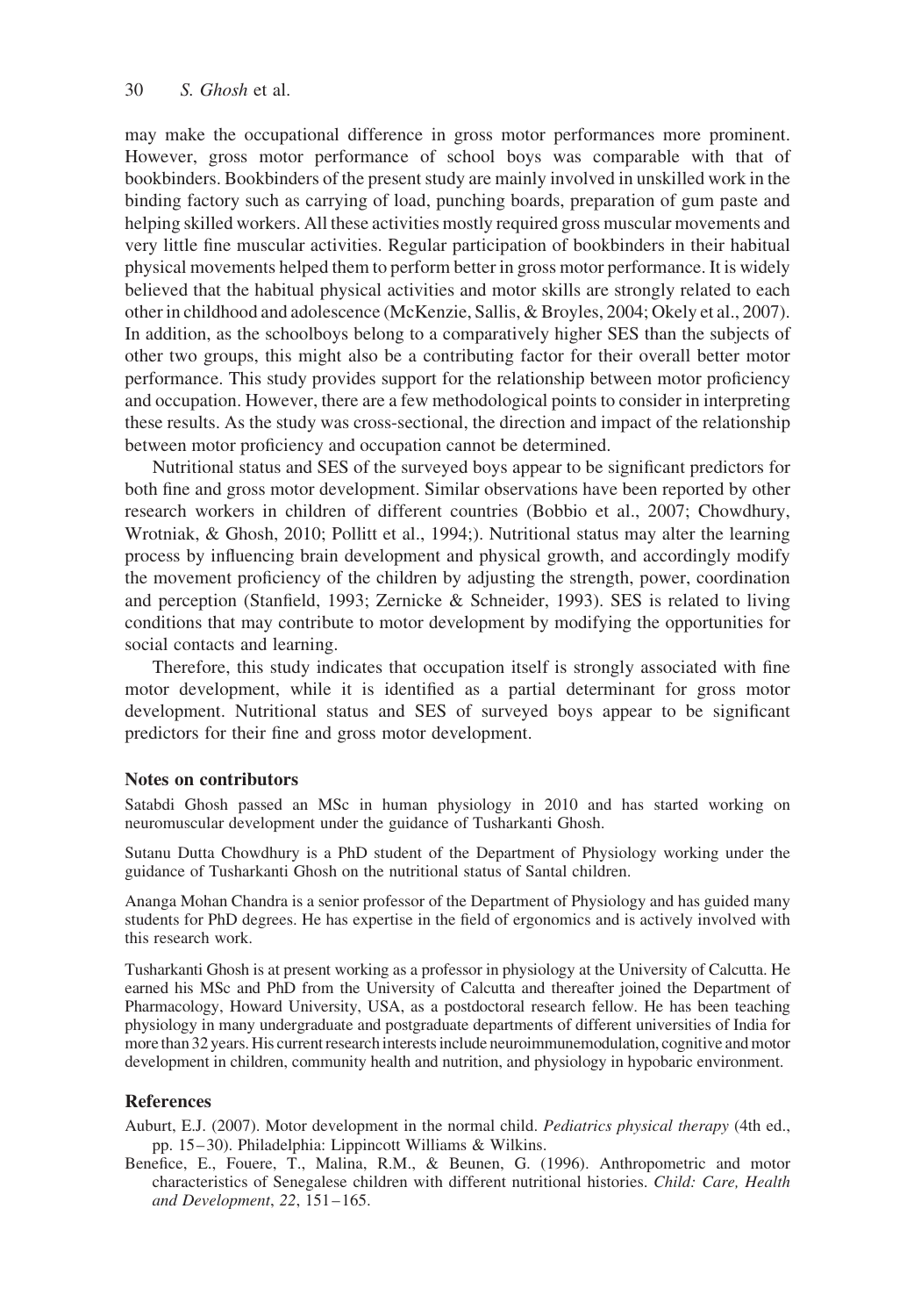may make the occupational difference in gross motor performances more prominent. However, gross motor performance of school boys was comparable with that of bookbinders. Bookbinders of the present study are mainly involved in unskilled work in the binding factory such as carrying of load, punching boards, preparation of gum paste and helping skilled workers. All these activities mostly required gross muscular movements and very little fine muscular activities. Regular participation of bookbinders in their habitual physical movements helped them to perform better in gross motor performance. It is widely believed that the habitual physical activities and motor skills are strongly related to each other in childhood and adolescence (McKenzie, Sallis, & Broyles, 2004; Okely et al., 2007). In addition, as the schoolboys belong to a comparatively higher SES than the subjects of other two groups, this might also be a contributing factor for their overall better motor performance. This study provides support for the relationship between motor proficiency and occupation. However, there are a few methodological points to consider in interpreting these results. As the study was cross-sectional, the direction and impact of the relationship between motor proficiency and occupation cannot be determined.

Nutritional status and SES of the surveyed boys appear to be significant predictors for both fine and gross motor development. Similar observations have been reported by other research workers in children of different countries (Bobbio et al., 2007; Chowdhury, Wrotniak, & Ghosh, 2010; Pollitt et al., 1994;). Nutritional status may alter the learning process by influencing brain development and physical growth, and accordingly modify the movement proficiency of the children by adjusting the strength, power, coordination and perception (Stanfield, 1993; Zernicke & Schneider, 1993). SES is related to living conditions that may contribute to motor development by modifying the opportunities for social contacts and learning.

Therefore, this study indicates that occupation itself is strongly associated with fine motor development, while it is identified as a partial determinant for gross motor development. Nutritional status and SES of surveyed boys appear to be significant predictors for their fine and gross motor development.

## Notes on contributors

Satabdi Ghosh passed an MSc in human physiology in 2010 and has started working on neuromuscular development under the guidance of Tusharkanti Ghosh.

Sutanu Dutta Chowdhury is a PhD student of the Department of Physiology working under the guidance of Tusharkanti Ghosh on the nutritional status of Santal children.

Ananga Mohan Chandra is a senior professor of the Department of Physiology and has guided many students for PhD degrees. He has expertise in the field of ergonomics and is actively involved with this research work.

Tusharkanti Ghosh is at present working as a professor in physiology at the University of Calcutta. He earned his MSc and PhD from the University of Calcutta and thereafter joined the Department of Pharmacology, Howard University, USA, as a postdoctoral research fellow. He has been teaching physiology in many undergraduate and postgraduate departments of different universities of India for more than 32 years. His current research interests include neuroimmunemodulation, cognitive and motor development in children, community health and nutrition, and physiology in hypobaric environment.

## References

Auburt, E.J. (2007). Motor development in the normal child. *Pediatrics physical therapy* (4th ed., pp. 15–30). Philadelphia: Lippincott Williams & Wilkins.

Benefice, E., Fouere, T., Malina, R.M., & Beunen, G. (1996). Anthropometric and motor characteristics of Senegalese children with different nutritional histories. *Child: Care, Health and Development*, *22*, 151–165.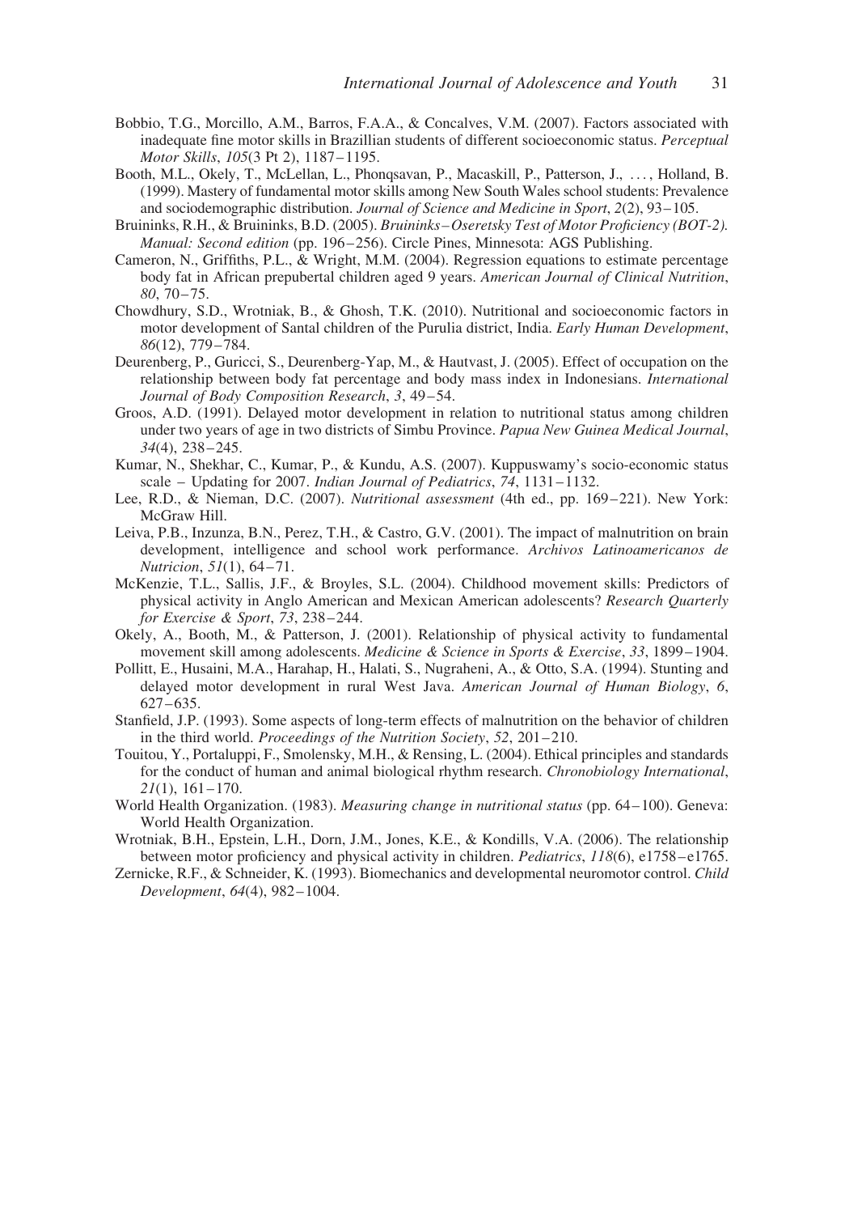Bobbio, T.G., Morcillo, A.M., Barros, F.A.A., & Concalves, V.M. (2007). Factors associated with inadequate fine motor skills in Brazillian students of different socioeconomic status. *Perceptual Motor Skills*, *105*(3 Pt 2), 1187–1195.

Booth, M.L., Okely, T., McLellan, L., Phongsavan, P., Macaskill, P., Patterson, J., . . . , Holland, B. (1999). Mastery of fundamental motor skills among New South Wales school students: Prevalence and sociodemographic distribution. *Journal of Science and Medicine in Sport*, *2*(2), 93–105.

Bruininks, R.H., & Bruininks, B.D. (2005). *Bruininks–Oseretsky Test of Motor Proficiency (BOT-2). Manual: Second edition* (pp. 196–256). Circle Pines, Minnesota: AGS Publishing.

Cameron, N., Griffiths, P.L., & Wright, M.M. (2004). Regression equations to estimate percentage body fat in African prepubertal children aged 9 years. *American Journal of Clinical Nutrition*, *80*, 70–75.

Chowdhury, S.D., Wrotniak, B., & Ghosh, T.K. (2010). Nutritional and socioeconomic factors in motor development of Santal children of the Purulia district, India. *Early Human Development*, *86*(12), 779–784.

Deurenberg, P., Guricci, S., Deurenberg-Yap, M., & Hautvast, J. (2005). Effect of occupation on the relationship between body fat percentage and body mass index in Indonesians. *International Journal of Body Composition Research*, *3*, 49–54.

Groos, A.D. (1991). Delayed motor development in relation to nutritional status among children under two years of age in two districts of Simbu Province. *Papua New Guinea Medical Journal*, *34*(4), 238–245.

Kumar, N., Shekhar, C., Kumar, P., & Kundu, A.S. (2007). Kuppuswamy's socio-economic status scale – Updating for 2007. *Indian Journal of Pediatrics*, *74*, 1131–1132.

Lee, R.D., & Nieman, D.C. (2007). *Nutritional assessment* (4th ed., pp. 169–221). New York: McGraw Hill.

Leiva, P.B., Inzunza, B.N., Perez, T.H., & Castro, G.V. (2001). The impact of malnutrition on brain development, intelligence and school work performance. *Archivos Latinoamericanos de Nutricion*, *51*(1), 64–71.

McKenzie, T.L., Sallis, J.F., & Broyles, S.L. (2004). Childhood movement skills: Predictors of physical activity in Anglo American and Mexican American adolescents? *Research Quarterly for Exercise & Sport*, *73*, 238–244.

Okely, A., Booth, M., & Patterson, J. (2001). Relationship of physical activity to fundamental movement skill among adolescents. *Medicine & Science in Sports & Exercise*, *33*, 1899–1904.

Pollitt, E., Husaini, M.A., Harahap, H., Halati, S., Nugraheni, A., & Otto, S.A. (1994). Stunting and delayed motor development in rural West Java. *American Journal of Human Biology*, *6*, 627–635.

Stanfield, J.P. (1993). Some aspects of long-term effects of malnutrition on the behavior of children in the third world. *Proceedings of the Nutrition Society*, *52*, 201–210.

Touitou, Y., Portaluppi, F., Smolensky, M.H., & Rensing, L. (2004). Ethical principles and standards for the conduct of human and animal biological rhythm research. *Chronobiology International*, *21*(1), 161–170.

World Health Organization. (1983). *Measuring change in nutritional status* (pp. 64–100). Geneva: World Health Organization.

Wrotniak, B.H., Epstein, L.H., Dorn, J.M., Jones, K.E., & Kondills, V.A. (2006). The relationship between motor proficiency and physical activity in children. *Pediatrics*, *118*(6), e1758–e1765.

Zernicke, R.F., & Schneider, K. (1993). Biomechanics and developmental neuromotor control. *Child Development*, *64*(4), 982–1004.